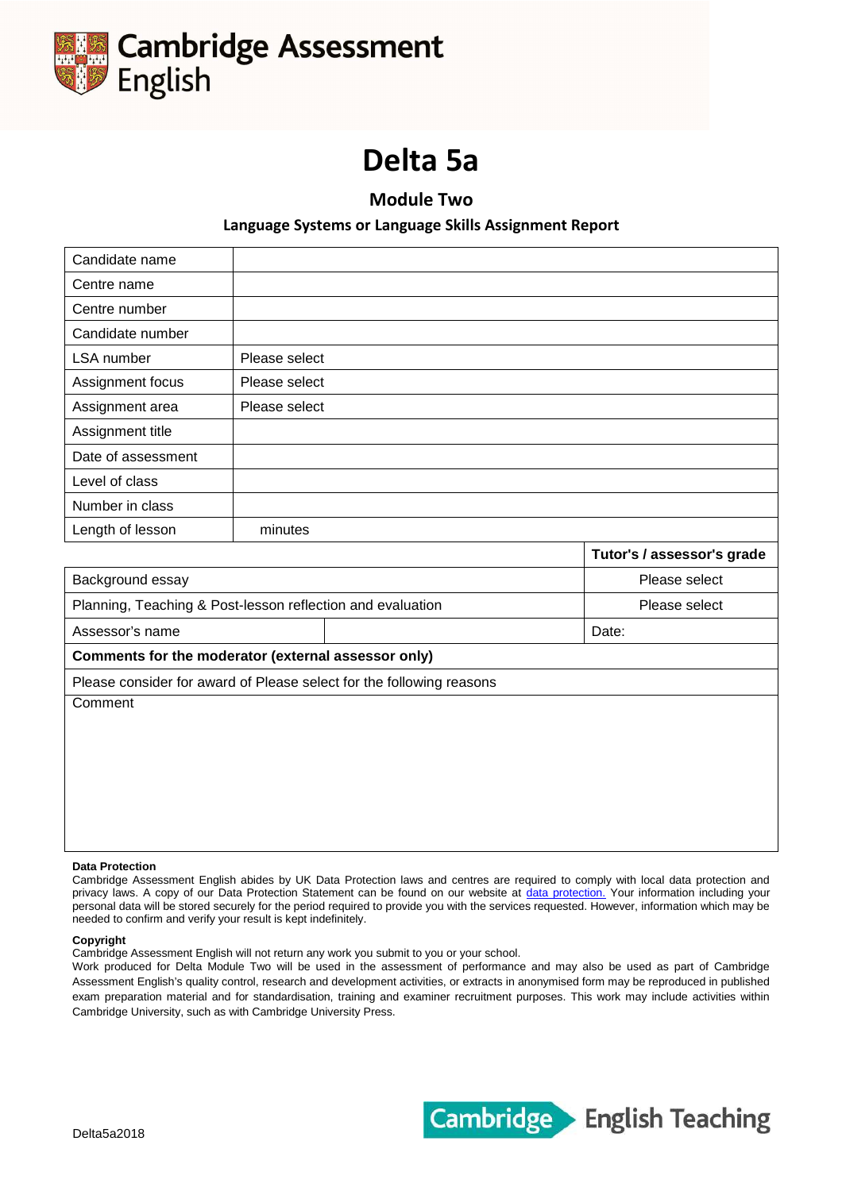Cambridge Assessment English

# Delta 5a

## Module Two

### Language Systems or Language Skills Assignment Report

| | |
|---|---|
| Candidate name | |
| Centre name | |
| Centre number | |
| Candidate number | |
| LSA number | Please select |
| Assignment focus | Please select |
| Assignment area | Please select |
| Assignment title | |
| Date of assessment | |
| Level of class | |
| Number in class | |
| Length of lesson | minutes |

| | | Tutor's / assessor's grade |
|---|---|---|
| Background essay | | Please select |
| Planning, Teaching & Post-lesson reflection and evaluation | | Please select |
| Assessor's name | | Date: |
| **Comments for the moderator (external assessor only)** | | |
| Please consider for award of Please select for the following reasons | | |
| Comment | | |

**Data Protection**

Cambridge Assessment English abides by UK Data Protection laws and centres are required to comply with local data protection and privacy laws. A copy of our Data Protection Statement can be found on our website at data protection. Your information including your personal data will be stored securely for the period required to provide you with the services requested. However, information which may be needed to confirm and verify your result is kept indefinitely.

**Copyright**

Cambridge Assessment English will not return any work you submit to you or your school.

Work produced for Delta Module Two will be used in the assessment of performance and may also be used as part of Cambridge Assessment English's quality control, research and development activities, or extracts in anonymised form may be reproduced in published exam preparation material and for standardisation, training and examiner recruitment purposes. This work may include activities within Cambridge University, such as with Cambridge University Press.

Delta5a2018

Cambridge English Teaching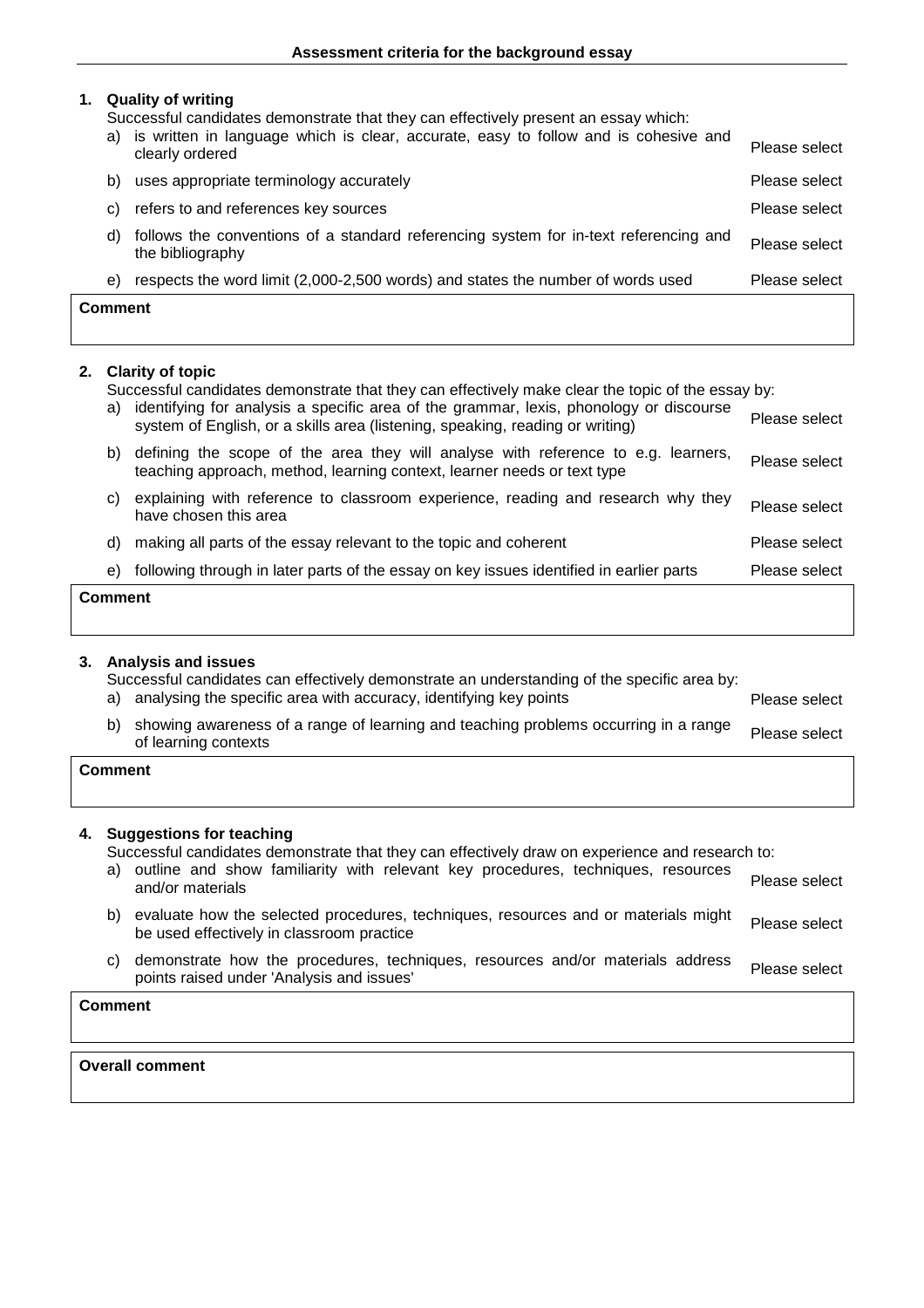## Assessment criteria for the background essay

### 1. Quality of writing

Successful candidates demonstrate that they can effectively present an essay which:

| | | |
|---|---|---|
| a) | is written in language which is clear, accurate, easy to follow and is cohesive and clearly ordered | Please select |
| b) | uses appropriate terminology accurately | Please select |
| c) | refers to and references key sources | Please select |
| d) | follows the conventions of a standard referencing system for in-text referencing and the bibliography | Please select |
| e) | respects the word limit (2,000-2,500 words) and states the number of words used | Please select |

**Comment**

### 2. Clarity of topic

Successful candidates demonstrate that they can effectively make clear the topic of the essay by:

| | | |
|---|---|---|
| a) | identifying for analysis a specific area of the grammar, lexis, phonology or discourse system of English, or a skills area (listening, speaking, reading or writing) | Please select |
| b) | defining the scope of the area they will analyse with reference to e.g. learners, teaching approach, method, learning context, learner needs or text type | Please select |
| c) | explaining with reference to classroom experience, reading and research why they have chosen this area | Please select |
| d) | making all parts of the essay relevant to the topic and coherent | Please select |
| e) | following through in later parts of the essay on key issues identified in earlier parts | Please select |

**Comment**

### 3. Analysis and issues

Successful candidates can effectively demonstrate an understanding of the specific area by:

| | | |
|---|---|---|
| a) | analysing the specific area with accuracy, identifying key points | Please select |
| b) | showing awareness of a range of learning and teaching problems occurring in a range of learning contexts | Please select |

**Comment**

### 4. Suggestions for teaching

Successful candidates demonstrate that they can effectively draw on experience and research to:

| | | |
|---|---|---|
| a) | outline and show familiarity with relevant key procedures, techniques, resources and/or materials | Please select |
| b) | evaluate how the selected procedures, techniques, resources and or materials might be used effectively in classroom practice | Please select |
| c) | demonstrate how the procedures, techniques, resources and/or materials address points raised under 'Analysis and issues' | Please select |

**Comment**

**Overall comment**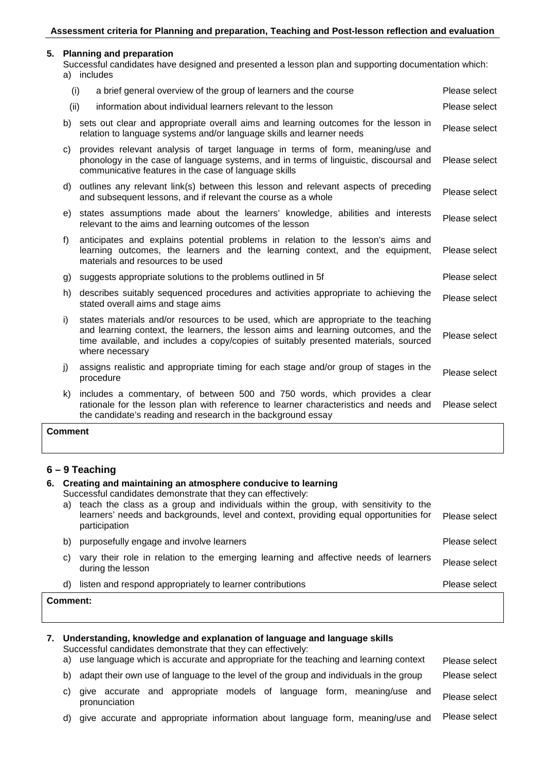**Assessment criteria for Planning and preparation, Teaching and Post-lesson reflection and evaluation**

## 5. Planning and preparation

Successful candidates have designed and presented a lesson plan and supporting documentation which:

| | |
|---|---|
| a) includes | |
| (i) a brief general overview of the group of learners and the course | Please select |
| (ii) information about individual learners relevant to the lesson | Please select |
| b) sets out clear and appropriate overall aims and learning outcomes for the lesson in relation to language systems and/or language skills and learner needs | Please select |
| c) provides relevant analysis of target language in terms of form, meaning/use and phonology in the case of language systems, and in terms of linguistic, discoursal and communicative features in the case of language skills | Please select |
| d) outlines any relevant link(s) between this lesson and relevant aspects of preceding and subsequent lessons, and if relevant the course as a whole | Please select |
| e) states assumptions made about the learners' knowledge, abilities and interests relevant to the aims and learning outcomes of the lesson | Please select |
| f) anticipates and explains potential problems in relation to the lesson's aims and learning outcomes, the learners and the learning context, and the equipment, materials and resources to be used | Please select |
| g) suggests appropriate solutions to the problems outlined in 5f | Please select |
| h) describes suitably sequenced procedures and activities appropriate to achieving the stated overall aims and stage aims | Please select |
| i) states materials and/or resources to be used, which are appropriate to the teaching and learning context, the learners, the lesson aims and learning outcomes, and the time available, and includes a copy/copies of suitably presented materials, sourced where necessary | Please select |
| j) assigns realistic and appropriate timing for each stage and/or group of stages in the procedure | Please select |
| k) includes a commentary, of between 500 and 750 words, which provides a clear rationale for the lesson plan with reference to learner characteristics and needs and the candidate's reading and research in the background essay | Please select |

**Comment**

## 6 – 9 Teaching

### 6. Creating and maintaining an atmosphere conducive to learning

Successful candidates demonstrate that they can effectively:

| | |
|---|---|
| a) teach the class as a group and individuals within the group, with sensitivity to the learners' needs and backgrounds, level and context, providing equal opportunities for participation | Please select |
| b) purposefully engage and involve learners | Please select |
| c) vary their role in relation to the emerging learning and affective needs of learners during the lesson | Please select |
| d) listen and respond appropriately to learner contributions | Please select |

**Comment:**

### 7. Understanding, knowledge and explanation of language and language skills

Successful candidates demonstrate that they can effectively:

| | |
|---|---|
| a) use language which is accurate and appropriate for the teaching and learning context | Please select |
| b) adapt their own use of language to the level of the group and individuals in the group | Please select |
| c) give accurate and appropriate models of language form, meaning/use and pronunciation | Please select |
| d) give accurate and appropriate information about language form, meaning/use and | Please select |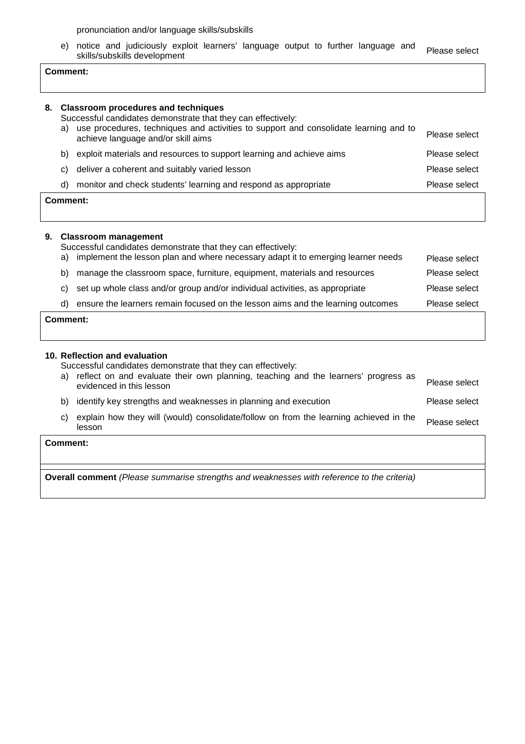pronunciation and/or language skills/subskills

| | | |
|---|---|---|
| e) | notice and judiciously exploit learners' language output to further language and skills/subskills development | Please select |

**Comment:**

**8. Classroom procedures and techniques**

Successful candidates demonstrate that they can effectively:

| | | |
|---|---|---|
| a) | use procedures, techniques and activities to support and consolidate learning and to achieve language and/or skill aims | Please select |
| b) | exploit materials and resources to support learning and achieve aims | Please select |
| c) | deliver a coherent and suitably varied lesson | Please select |
| d) | monitor and check students' learning and respond as appropriate | Please select |

**Comment:**

**9. Classroom management**

Successful candidates demonstrate that they can effectively:

| | | |
|---|---|---|
| a) | implement the lesson plan and where necessary adapt it to emerging learner needs | Please select |
| b) | manage the classroom space, furniture, equipment, materials and resources | Please select |
| c) | set up whole class and/or group and/or individual activities, as appropriate | Please select |
| d) | ensure the learners remain focused on the lesson aims and the learning outcomes | Please select |

**Comment:**

**10. Reflection and evaluation**

Successful candidates demonstrate that they can effectively:

| | | |
|---|---|---|
| a) | reflect on and evaluate their own planning, teaching and the learners' progress as evidenced in this lesson | Please select |
| b) | identify key strengths and weaknesses in planning and execution | Please select |
| c) | explain how they will (would) consolidate/follow on from the learning achieved in the lesson | Please select |

**Comment:**

**Overall comment** *(Please summarise strengths and weaknesses with reference to the criteria)*